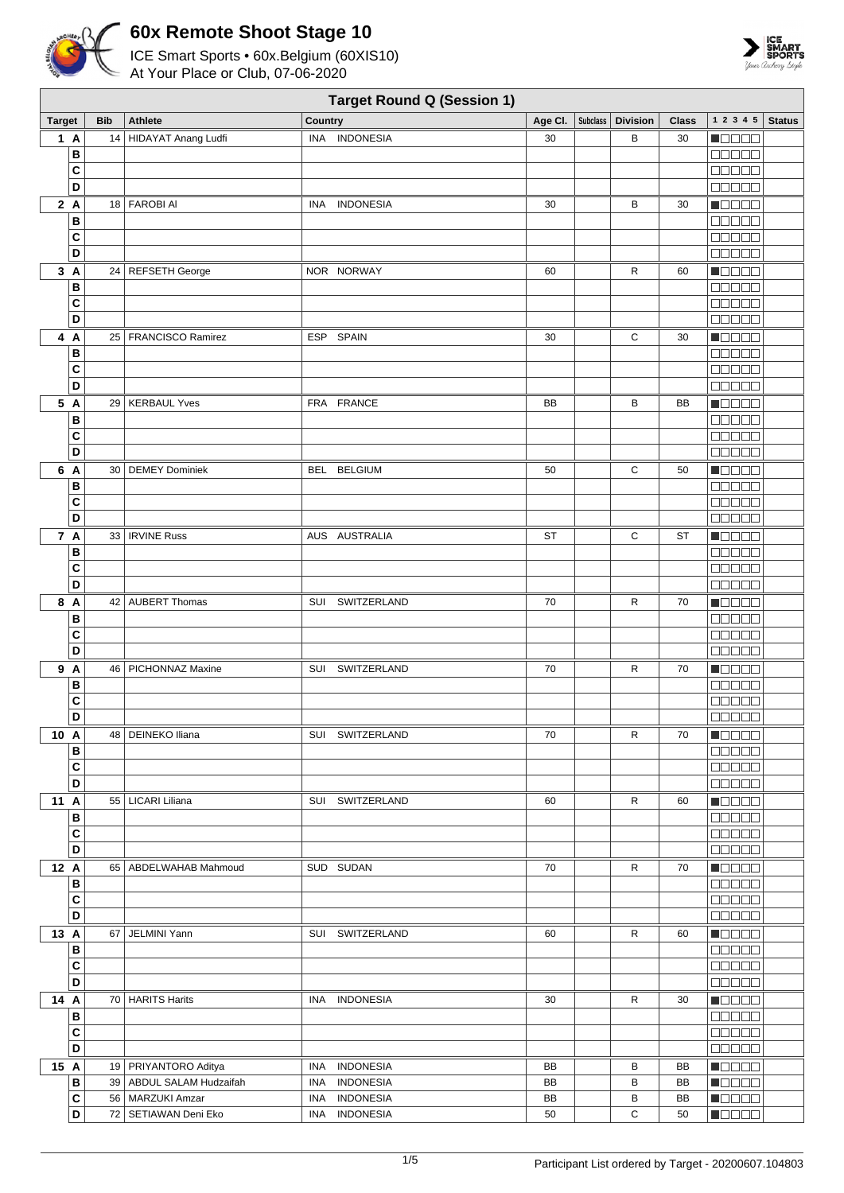# 60x Remote Shoot Stage 10

ICE Smart Sports • 60x.Belgium (60XIS10)
At Your Place or Club, 07-06-2020

## Target Round Q (Session 1)

| Target | | Bib | Athlete | Country | Age Cl. | Subclass | Division | Class | 1 2 3 4 5 | Status |
|---|---|---|---|---|---|---|---|---|---|---|
| 1 | A | 14 | HIDAYAT Anang Ludfi | INA INDONESIA | 30 | | B | 30 | ■□□□□ | |
| | B | | | | | | | | □□□□□ | |
| | C | | | | | | | | □□□□□ | |
| | D | | | | | | | | □□□□□ | |
| 2 | A | 18 | FAROBI Al | INA INDONESIA | 30 | | B | 30 | ■□□□□ | |
| | B | | | | | | | | □□□□□ | |
| | C | | | | | | | | □□□□□ | |
| | D | | | | | | | | □□□□□ | |
| 3 | A | 24 | REFSETH George | NOR NORWAY | 60 | | R | 60 | ■□□□□ | |
| | B | | | | | | | | □□□□□ | |
| | C | | | | | | | | □□□□□ | |
| | D | | | | | | | | □□□□□ | |
| 4 | A | 25 | FRANCISCO Ramirez | ESP SPAIN | 30 | | C | 30 | ■□□□□ | |
| | B | | | | | | | | □□□□□ | |
| | C | | | | | | | | □□□□□ | |
| | D | | | | | | | | □□□□□ | |
| 5 | A | 29 | KERBAUL Yves | FRA FRANCE | BB | | B | BB | ■□□□□ | |
| | B | | | | | | | | □□□□□ | |
| | C | | | | | | | | □□□□□ | |
| | D | | | | | | | | □□□□□ | |
| 6 | A | 30 | DEMEY Dominiek | BEL BELGIUM | 50 | | C | 50 | ■□□□□ | |
| | B | | | | | | | | □□□□□ | |
| | C | | | | | | | | □□□□□ | |
| | D | | | | | | | | □□□□□ | |
| 7 | A | 33 | IRVINE Russ | AUS AUSTRALIA | ST | | C | ST | ■□□□□ | |
| | B | | | | | | | | □□□□□ | |
| | C | | | | | | | | □□□□□ | |
| | D | | | | | | | | □□□□□ | |
| 8 | A | 42 | AUBERT Thomas | SUI SWITZERLAND | 70 | | R | 70 | ■□□□□ | |
| | B | | | | | | | | □□□□□ | |
| | C | | | | | | | | □□□□□ | |
| | D | | | | | | | | □□□□□ | |
| 9 | A | 46 | PICHONNAZ Maxine | SUI SWITZERLAND | 70 | | R | 70 | ■□□□□ | |
| | B | | | | | | | | □□□□□ | |
| | C | | | | | | | | □□□□□ | |
| | D | | | | | | | | □□□□□ | |
| 10 | A | 48 | DEINEKO Iliana | SUI SWITZERLAND | 70 | | R | 70 | ■□□□□ | |
| | B | | | | | | | | □□□□□ | |
| | C | | | | | | | | □□□□□ | |
| | D | | | | | | | | □□□□□ | |
| 11 | A | 55 | LICARI Liliana | SUI SWITZERLAND | 60 | | R | 60 | ■□□□□ | |
| | B | | | | | | | | □□□□□ | |
| | C | | | | | | | | □□□□□ | |
| | D | | | | | | | | □□□□□ | |
| 12 | A | 65 | ABDELWAHAB Mahmoud | SUD SUDAN | 70 | | R | 70 | ■□□□□ | |
| | B | | | | | | | | □□□□□ | |
| | C | | | | | | | | □□□□□ | |
| | D | | | | | | | | □□□□□ | |
| 13 | A | 67 | JELMINI Yann | SUI SWITZERLAND | 60 | | R | 60 | ■□□□□ | |
| | B | | | | | | | | □□□□□ | |
| | C | | | | | | | | □□□□□ | |
| | D | | | | | | | | □□□□□ | |
| 14 | A | 70 | HARITS Harits | INA INDONESIA | 30 | | R | 30 | ■□□□□ | |
| | B | | | | | | | | □□□□□ | |
| | C | | | | | | | | □□□□□ | |
| | D | | | | | | | | □□□□□ | |
| 15 | A | 19 | PRIYANTORO Aditya | INA INDONESIA | BB | | B | BB | ■□□□□ | |
| | B | 39 | ABDUL SALAM Hudzaifah | INA INDONESIA | BB | | B | BB | ■□□□□ | |
| | C | 56 | MARZUKI Amzar | INA INDONESIA | BB | | B | BB | ■□□□□ | |
| | D | 72 | SETIAWAN Deni Eko | INA INDONESIA | 50 | | C | 50 | ■□□□□ | |

Participant List ordered by Target - 20200607.104803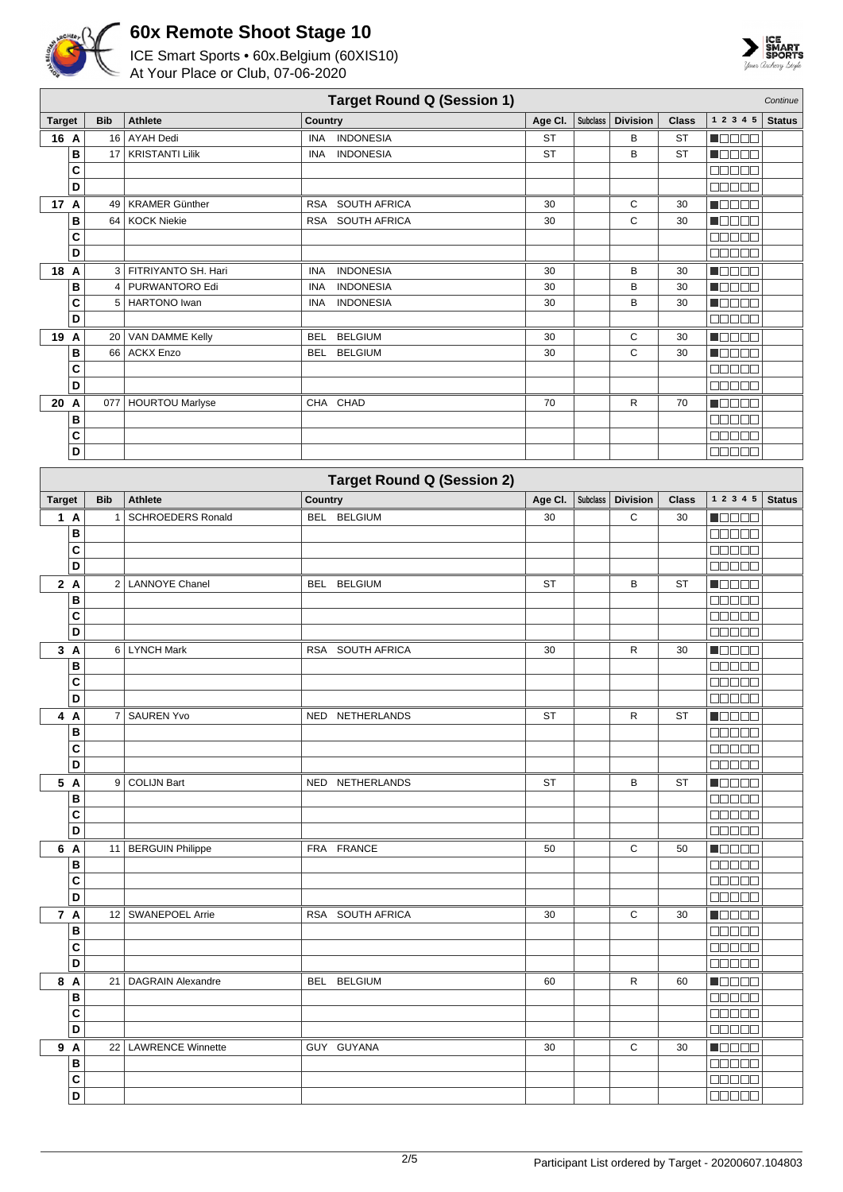# 60x Remote Shoot Stage 10

ICE Smart Sports • 60x.Belgium (60XIS10)
At Your Place or Club, 07-06-2020

## Target Round Q (Session 1)

*Continue*

| Target | | Bib | Athlete | Country | Age Cl. | Subclass | Division | Class | 1 2 3 4 5 | Status |
|---|---|---|---|---|---|---|---|---|---|---|
| 16 | A | 16 | AYAH Dedi | INA INDONESIA | ST | | B | ST | | |
| | B | 17 | KRISTANTI Lilik | INA INDONESIA | ST | | B | ST | | |
| | C | | | | | | | | | |
| | D | | | | | | | | | |
| 17 | A | 49 | KRAMER Günther | RSA SOUTH AFRICA | 30 | | C | 30 | | |
| | B | 64 | KOCK Niekie | RSA SOUTH AFRICA | 30 | | C | 30 | | |
| | C | | | | | | | | | |
| | D | | | | | | | | | |
| 18 | A | 3 | FITRIYANTO SH. Hari | INA INDONESIA | 30 | | B | 30 | | |
| | B | 4 | PURWANTORO Edi | INA INDONESIA | 30 | | B | 30 | | |
| | C | 5 | HARTONO Iwan | INA INDONESIA | 30 | | B | 30 | | |
| | D | | | | | | | | | |
| 19 | A | 20 | VAN DAMME Kelly | BEL BELGIUM | 30 | | C | 30 | | |
| | B | 66 | ACKX Enzo | BEL BELGIUM | 30 | | C | 30 | | |
| | C | | | | | | | | | |
| | D | | | | | | | | | |
| 20 | A | 077 | HOURTOU Marlyse | CHA CHAD | 70 | | R | 70 | | |
| | B | | | | | | | | | |
| | C | | | | | | | | | |
| | D | | | | | | | | | |

## Target Round Q (Session 2)

| Target | | Bib | Athlete | Country | Age Cl. | Subclass | Division | Class | 1 2 3 4 5 | Status |
|---|---|---|---|---|---|---|---|---|---|---|
| 1 | A | 1 | SCHROEDERS Ronald | BEL BELGIUM | 30 | | C | 30 | | |
| | B | | | | | | | | | |
| | C | | | | | | | | | |
| | D | | | | | | | | | |
| 2 | A | 2 | LANNOYE Chanel | BEL BELGIUM | ST | | B | ST | | |
| | B | | | | | | | | | |
| | C | | | | | | | | | |
| | D | | | | | | | | | |
| 3 | A | 6 | LYNCH Mark | RSA SOUTH AFRICA | 30 | | R | 30 | | |
| | B | | | | | | | | | |
| | C | | | | | | | | | |
| | D | | | | | | | | | |
| 4 | A | 7 | SAUREN Yvo | NED NETHERLANDS | ST | | R | ST | | |
| | B | | | | | | | | | |
| | C | | | | | | | | | |
| | D | | | | | | | | | |
| 5 | A | 9 | COLIJN Bart | NED NETHERLANDS | ST | | B | ST | | |
| | B | | | | | | | | | |
| | C | | | | | | | | | |
| | D | | | | | | | | | |
| 6 | A | 11 | BERGUIN Philippe | FRA FRANCE | 50 | | C | 50 | | |
| | B | | | | | | | | | |
| | C | | | | | | | | | |
| | D | | | | | | | | | |
| 7 | A | 12 | SWANEPOEL Arrie | RSA SOUTH AFRICA | 30 | | C | 30 | | |
| | B | | | | | | | | | |
| | C | | | | | | | | | |
| | D | | | | | | | | | |
| 8 | A | 21 | DAGRAIN Alexandre | BEL BELGIUM | 60 | | R | 60 | | |
| | B | | | | | | | | | |
| | C | | | | | | | | | |
| | D | | | | | | | | | |
| 9 | A | 22 | LAWRENCE Winnette | GUY GUYANA | 30 | | C | 30 | | |
| | B | | | | | | | | | |
| | C | | | | | | | | | |
| | D | | | | | | | | | |

Participant List ordered by Target - 20200607.104803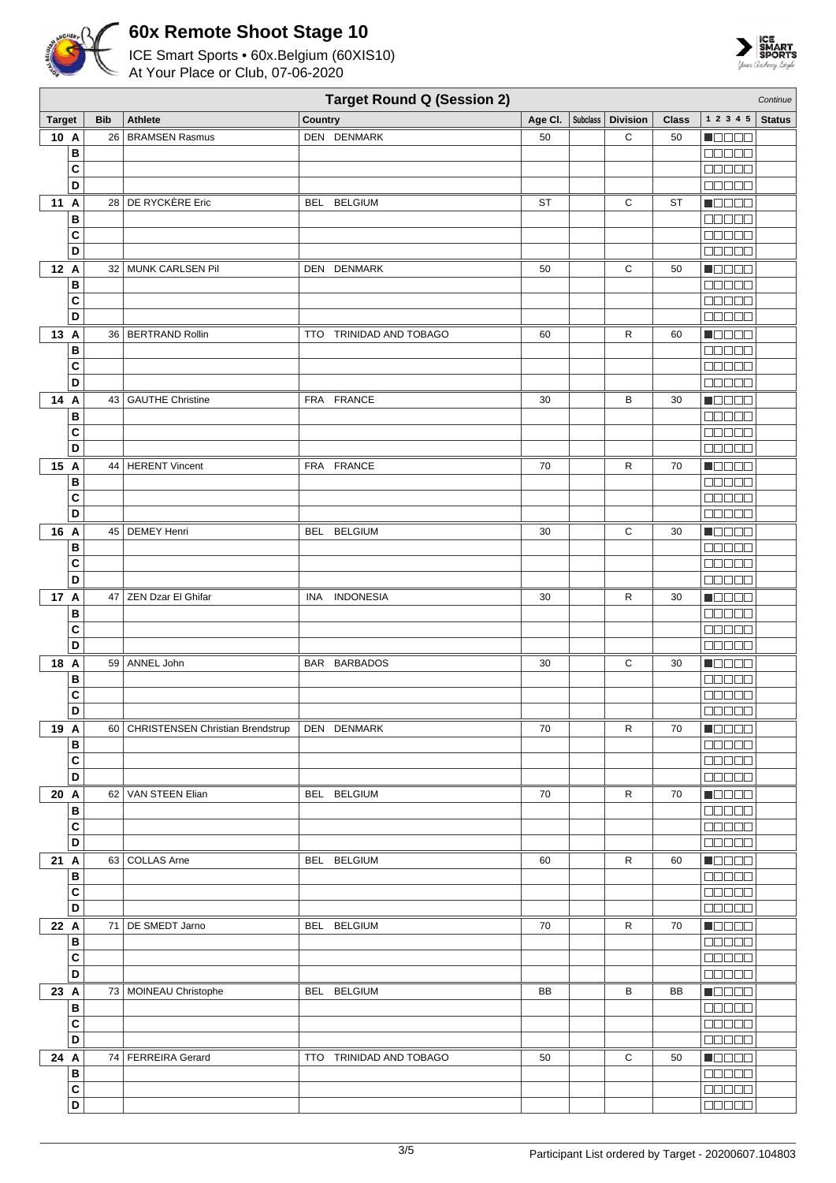# 60x Remote Shoot Stage 10

ICE Smart Sports • 60x.Belgium (60XIS10)
At Your Place or Club, 07-06-2020

## Target Round Q (Session 2)

*Continue*

| Target | | Bib | Athlete | Country | Age Cl. | Subclass | Division | Class | 1 2 3 4 5 | Status |
|---|---|---|---|---|---|---|---|---|---|---|
| 10 | A | 26 | BRAMSEN Rasmus | DEN DENMARK | 50 | | C | 50 | ■□□□□ | |
| | B | | | | | | | | □□□□□ | |
| | C | | | | | | | | □□□□□ | |
| | D | | | | | | | | □□□□□ | |
| 11 | A | 28 | DE RYCKÈRE Eric | BEL BELGIUM | ST | | C | ST | ■□□□□ | |
| | B | | | | | | | | □□□□□ | |
| | C | | | | | | | | □□□□□ | |
| | D | | | | | | | | □□□□□ | |
| 12 | A | 32 | MUNK CARLSEN Pil | DEN DENMARK | 50 | | C | 50 | ■□□□□ | |
| | B | | | | | | | | □□□□□ | |
| | C | | | | | | | | □□□□□ | |
| | D | | | | | | | | □□□□□ | |
| 13 | A | 36 | BERTRAND Rollin | TTO TRINIDAD AND TOBAGO | 60 | | R | 60 | ■□□□□ | |
| | B | | | | | | | | □□□□□ | |
| | C | | | | | | | | □□□□□ | |
| | D | | | | | | | | □□□□□ | |
| 14 | A | 43 | GAUTHE Christine | FRA FRANCE | 30 | | B | 30 | ■□□□□ | |
| | B | | | | | | | | □□□□□ | |
| | C | | | | | | | | □□□□□ | |
| | D | | | | | | | | □□□□□ | |
| 15 | A | 44 | HERENT Vincent | FRA FRANCE | 70 | | R | 70 | ■□□□□ | |
| | B | | | | | | | | □□□□□ | |
| | C | | | | | | | | □□□□□ | |
| | D | | | | | | | | □□□□□ | |
| 16 | A | 45 | DEMEY Henri | BEL BELGIUM | 30 | | C | 30 | ■□□□□ | |
| | B | | | | | | | | □□□□□ | |
| | C | | | | | | | | □□□□□ | |
| | D | | | | | | | | □□□□□ | |
| 17 | A | 47 | ZEN Dzar El Ghifar | INA INDONESIA | 30 | | R | 30 | ■□□□□ | |
| | B | | | | | | | | □□□□□ | |
| | C | | | | | | | | □□□□□ | |
| | D | | | | | | | | □□□□□ | |
| 18 | A | 59 | ANNEL John | BAR BARBADOS | 30 | | C | 30 | ■□□□□ | |
| | B | | | | | | | | □□□□□ | |
| | C | | | | | | | | □□□□□ | |
| | D | | | | | | | | □□□□□ | |
| 19 | A | 60 | CHRISTENSEN Christian Brendstrup | DEN DENMARK | 70 | | R | 70 | ■□□□□ | |
| | B | | | | | | | | □□□□□ | |
| | C | | | | | | | | □□□□□ | |
| | D | | | | | | | | □□□□□ | |
| 20 | A | 62 | VAN STEEN Elian | BEL BELGIUM | 70 | | R | 70 | ■□□□□ | |
| | B | | | | | | | | □□□□□ | |
| | C | | | | | | | | □□□□□ | |
| | D | | | | | | | | □□□□□ | |
| 21 | A | 63 | COLLAS Arne | BEL BELGIUM | 60 | | R | 60 | ■□□□□ | |
| | B | | | | | | | | □□□□□ | |
| | C | | | | | | | | □□□□□ | |
| | D | | | | | | | | □□□□□ | |
| 22 | A | 71 | DE SMEDT Jarno | BEL BELGIUM | 70 | | R | 70 | ■□□□□ | |
| | B | | | | | | | | □□□□□ | |
| | C | | | | | | | | □□□□□ | |
| | D | | | | | | | | □□□□□ | |
| 23 | A | 73 | MOINEAU Christophe | BEL BELGIUM | BB | | B | BB | ■□□□□ | |
| | B | | | | | | | | □□□□□ | |
| | C | | | | | | | | □□□□□ | |
| | D | | | | | | | | □□□□□ | |
| 24 | A | 74 | FERREIRA Gerard | TTO TRINIDAD AND TOBAGO | 50 | | C | 50 | ■□□□□ | |
| | B | | | | | | | | □□□□□ | |
| | C | | | | | | | | □□□□□ | |
| | D | | | | | | | | □□□□□ | |

Participant List ordered by Target - 20200607.104803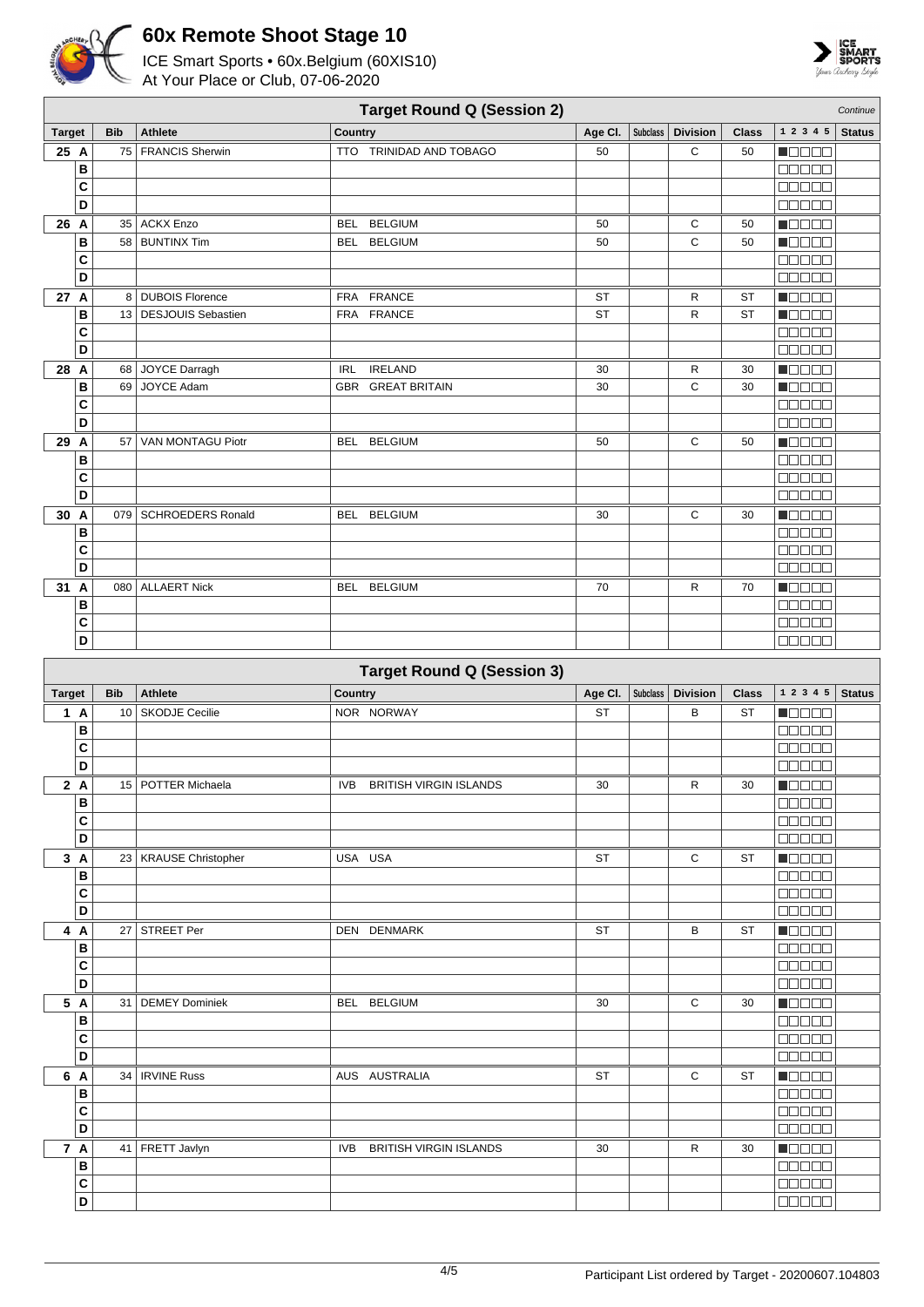# 60x Remote Shoot Stage 10

ICE Smart Sports • 60x.Belgium (60XIS10)
At Your Place or Club, 07-06-2020

## Target Round Q (Session 2)

*Continue*

| Target | | Bib | Athlete | Country | Age Cl. | Subclass | Division | Class | 1 2 3 4 5 | Status |
|---|---|---|---|---|---|---|---|---|---|---|
| 25 | A | 75 | FRANCIS Sherwin | TTO TRINIDAD AND TOBAGO | 50 | | C | 50 | ■□□□□ | |
| | B | | | | | | | | □□□□□ | |
| | C | | | | | | | | □□□□□ | |
| | D | | | | | | | | □□□□□ | |
| 26 | A | 35 | ACKX Enzo | BEL BELGIUM | 50 | | C | 50 | ■□□□□ | |
| | B | 58 | BUNTINX Tim | BEL BELGIUM | 50 | | C | 50 | ■□□□□ | |
| | C | | | | | | | | □□□□□ | |
| | D | | | | | | | | □□□□□ | |
| 27 | A | 8 | DUBOIS Florence | FRA FRANCE | ST | | R | ST | ■□□□□ | |
| | B | 13 | DESJOUIS Sebastien | FRA FRANCE | ST | | R | ST | ■□□□□ | |
| | C | | | | | | | | □□□□□ | |
| | D | | | | | | | | □□□□□ | |
| 28 | A | 68 | JOYCE Darragh | IRL IRELAND | 30 | | R | 30 | ■□□□□ | |
| | B | 69 | JOYCE Adam | GBR GREAT BRITAIN | 30 | | C | 30 | ■□□□□ | |
| | C | | | | | | | | □□□□□ | |
| | D | | | | | | | | □□□□□ | |
| 29 | A | 57 | VAN MONTAGU Piotr | BEL BELGIUM | 50 | | C | 50 | ■□□□□ | |
| | B | | | | | | | | □□□□□ | |
| | C | | | | | | | | □□□□□ | |
| | D | | | | | | | | □□□□□ | |
| 30 | A | 079 | SCHROEDERS Ronald | BEL BELGIUM | 30 | | C | 30 | ■□□□□ | |
| | B | | | | | | | | □□□□□ | |
| | C | | | | | | | | □□□□□ | |
| | D | | | | | | | | □□□□□ | |
| 31 | A | 080 | ALLAERT Nick | BEL BELGIUM | 70 | | R | 70 | ■□□□□ | |
| | B | | | | | | | | □□□□□ | |
| | C | | | | | | | | □□□□□ | |
| | D | | | | | | | | □□□□□ | |

## Target Round Q (Session 3)

| Target | | Bib | Athlete | Country | Age Cl. | Subclass | Division | Class | 1 2 3 4 5 | Status |
|---|---|---|---|---|---|---|---|---|---|---|
| 1 | A | 10 | SKODJE Cecilie | NOR NORWAY | ST | | B | ST | ■□□□□ | |
| | B | | | | | | | | □□□□□ | |
| | C | | | | | | | | □□□□□ | |
| | D | | | | | | | | □□□□□ | |
| 2 | A | 15 | POTTER Michaela | IVB BRITISH VIRGIN ISLANDS | 30 | | R | 30 | ■□□□□ | |
| | B | | | | | | | | □□□□□ | |
| | C | | | | | | | | □□□□□ | |
| | D | | | | | | | | □□□□□ | |
| 3 | A | 23 | KRAUSE Christopher | USA USA | ST | | C | ST | ■□□□□ | |
| | B | | | | | | | | □□□□□ | |
| | C | | | | | | | | □□□□□ | |
| | D | | | | | | | | □□□□□ | |
| 4 | A | 27 | STREET Per | DEN DENMARK | ST | | B | ST | ■□□□□ | |
| | B | | | | | | | | □□□□□ | |
| | C | | | | | | | | □□□□□ | |
| | D | | | | | | | | □□□□□ | |
| 5 | A | 31 | DEMEY Dominiek | BEL BELGIUM | 30 | | C | 30 | ■□□□□ | |
| | B | | | | | | | | □□□□□ | |
| | C | | | | | | | | □□□□□ | |
| | D | | | | | | | | □□□□□ | |
| 6 | A | 34 | IRVINE Russ | AUS AUSTRALIA | ST | | C | ST | ■□□□□ | |
| | B | | | | | | | | □□□□□ | |
| | C | | | | | | | | □□□□□ | |
| | D | | | | | | | | □□□□□ | |
| 7 | A | 41 | FRETT Javlyn | IVB BRITISH VIRGIN ISLANDS | 30 | | R | 30 | ■□□□□ | |
| | B | | | | | | | | □□□□□ | |
| | C | | | | | | | | □□□□□ | |
| | D | | | | | | | | □□□□□ | |

Participant List ordered by Target - 20200607.104803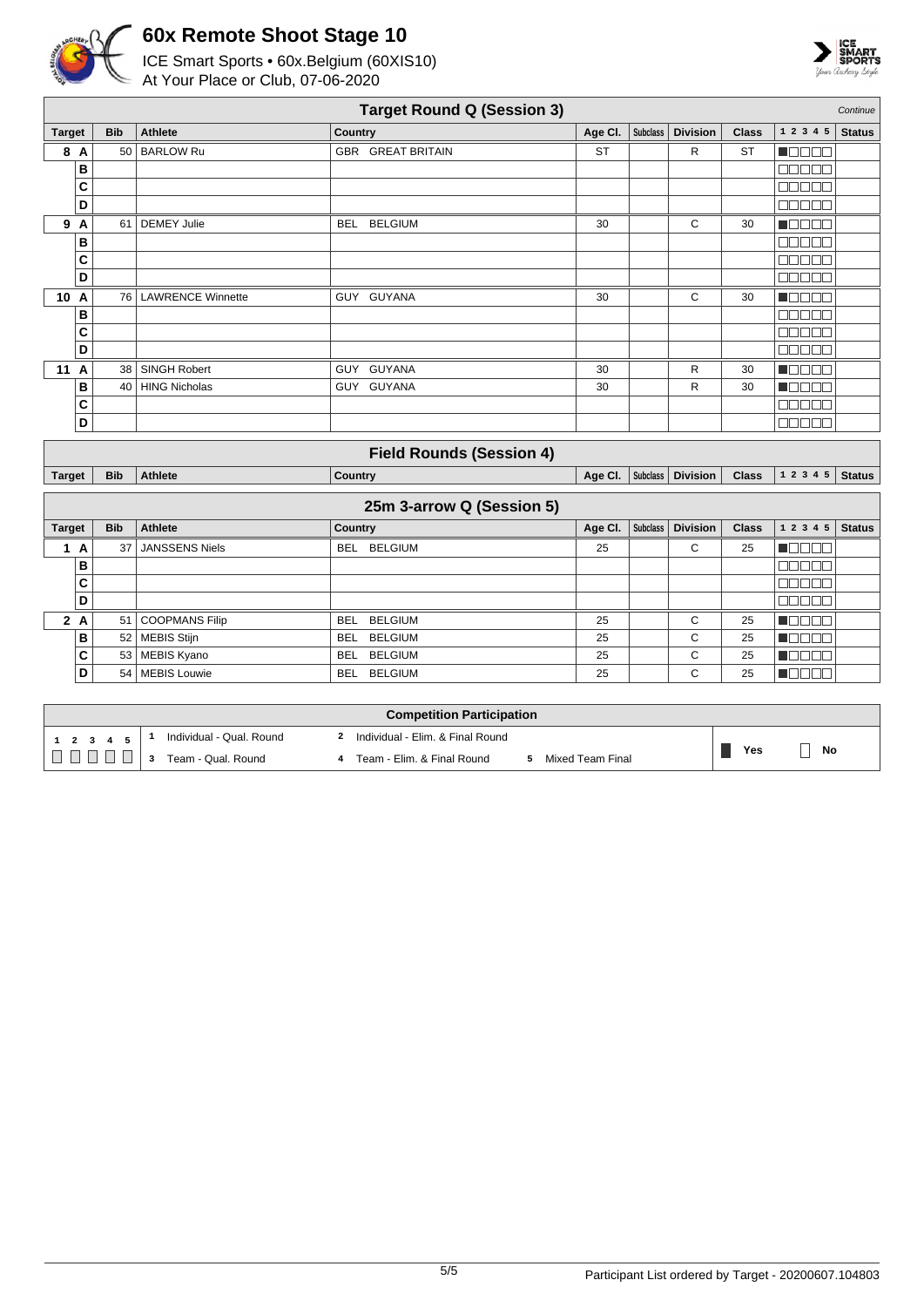# 60x Remote Shoot Stage 10

ICE Smart Sports • 60x.Belgium (60XIS10)
At Your Place or Club, 07-06-2020

## Target Round Q (Session 3)

*Continue*

| Target | | Bib | Athlete | Country | Age Cl. | Subclass | Division | Class | 1 2 3 4 5 | Status |
|---|---|---|---|---|---|---|---|---|---|---|
| 8 | A | 50 | BARLOW Ru | GBR GREAT BRITAIN | ST | | R | ST | ■□□□□ | |
| | B | | | | | | | | □□□□□ | |
| | C | | | | | | | | □□□□□ | |
| | D | | | | | | | | □□□□□ | |
| 9 | A | 61 | DEMEY Julie | BEL BELGIUM | 30 | | C | 30 | ■□□□□ | |
| | B | | | | | | | | □□□□□ | |
| | C | | | | | | | | □□□□□ | |
| | D | | | | | | | | □□□□□ | |
| 10 | A | 76 | LAWRENCE Winnette | GUY GUYANA | 30 | | C | 30 | ■□□□□ | |
| | B | | | | | | | | □□□□□ | |
| | C | | | | | | | | □□□□□ | |
| | D | | | | | | | | □□□□□ | |
| 11 | A | 38 | SINGH Robert | GUY GUYANA | 30 | | R | 30 | ■□□□□ | |
| | B | 40 | HING Nicholas | GUY GUYANA | 30 | | R | 30 | ■□□□□ | |
| | C | | | | | | | | □□□□□ | |
| | D | | | | | | | | □□□□□ | |

## Field Rounds (Session 4)

| Target | Bib | Athlete | Country | Age Cl. | Subclass | Division | Class | 1 2 3 4 5 | Status |
|---|---|---|---|---|---|---|---|---|---|

## 25m 3-arrow Q (Session 5)

| Target | | Bib | Athlete | Country | Age Cl. | Subclass | Division | Class | 1 2 3 4 5 | Status |
|---|---|---|---|---|---|---|---|---|---|---|
| 1 | A | 37 | JANSSENS Niels | BEL BELGIUM | 25 | | C | 25 | ■□□□□ | |
| | B | | | | | | | | □□□□□ | |
| | C | | | | | | | | □□□□□ | |
| | D | | | | | | | | □□□□□ | |
| 2 | A | 51 | COOPMANS Filip | BEL BELGIUM | 25 | | C | 25 | ■□□□□ | |
| | B | 52 | MEBIS Stijn | BEL BELGIUM | 25 | | C | 25 | ■□□□□ | |
| | C | 53 | MEBIS Kyano | BEL BELGIUM | 25 | | C | 25 | ■□□□□ | |
| | D | 54 | MEBIS Louwie | BEL BELGIUM | 25 | | C | 25 | ■□□□□ | |

## Competition Participation

| 1 2 3 4 5 | | | |
|---|---|---|---|
| □□□□□ | 1 Individual - Qual. Round | 2 Individual - Elim. & Final Round | ■ Yes  □ No |
| | 3 Team - Qual. Round | 4 Team - Elim. & Final Round  5 Mixed Team Final | |

Participant List ordered by Target - 20200607.104803